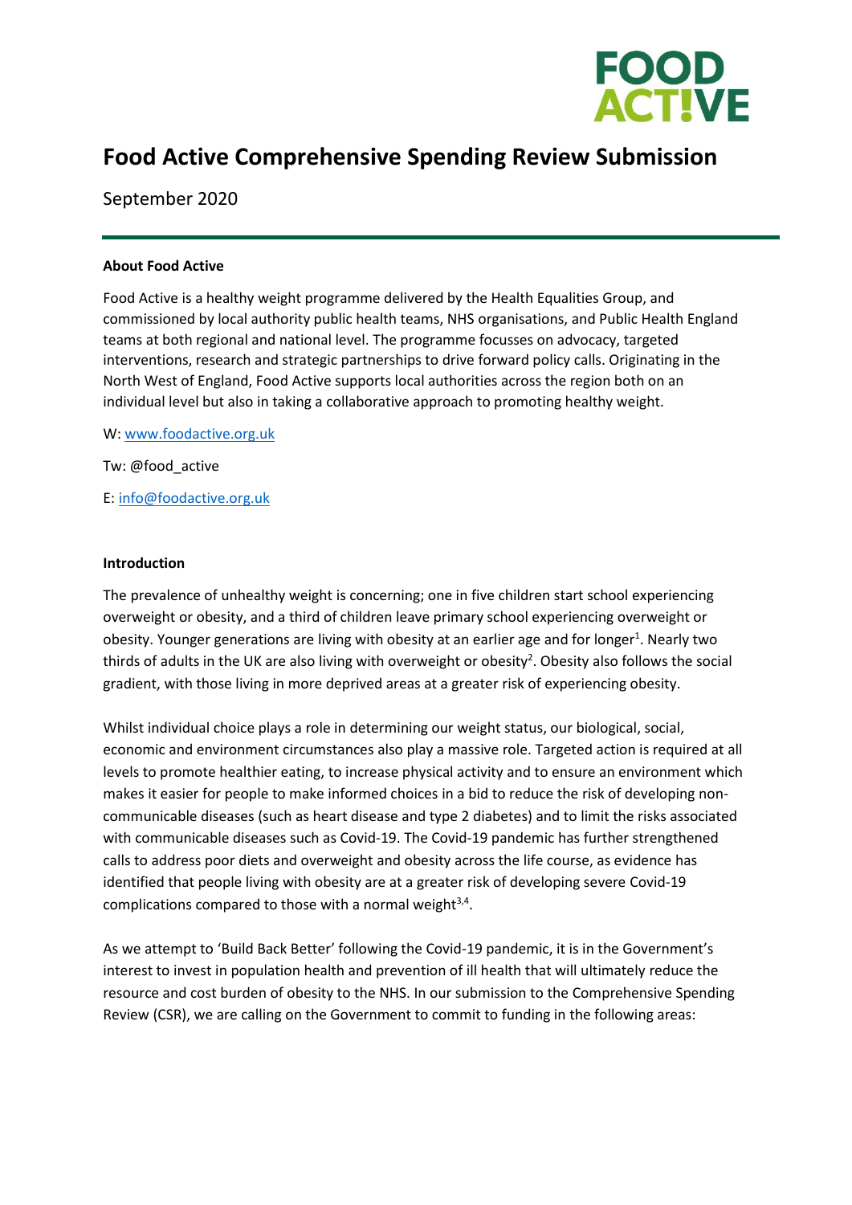# Food Active Comprehensive Spending Review Submission

September 2020

---

**About Food Active**

Food Active is a healthy weight programme delivered by the Health Equalities Group, and commissioned by local authority public health teams, NHS organisations, and Public Health England teams at both regional and national level. The programme focusses on advocacy, targeted interventions, research and strategic partnerships to drive forward policy calls. Originating in the North West of England, Food Active supports local authorities across the region both on an individual level but also in taking a collaborative approach to promoting healthy weight.

W: www.foodactive.org.uk

Tw: @food_active

E: info@foodactive.org.uk

**Introduction**

The prevalence of unhealthy weight is concerning; one in five children start school experiencing overweight or obesity, and a third of children leave primary school experiencing overweight or obesity. Younger generations are living with obesity at an earlier age and for longer[1]. Nearly two thirds of adults in the UK are also living with overweight or obesity[2]. Obesity also follows the social gradient, with those living in more deprived areas at a greater risk of experiencing obesity.

Whilst individual choice plays a role in determining our weight status, our biological, social, economic and environment circumstances also play a massive role. Targeted action is required at all levels to promote healthier eating, to increase physical activity and to ensure an environment which makes it easier for people to make informed choices in a bid to reduce the risk of developing non-communicable diseases (such as heart disease and type 2 diabetes) and to limit the risks associated with communicable diseases such as Covid-19. The Covid-19 pandemic has further strengthened calls to address poor diets and overweight and obesity across the life course, as evidence has identified that people living with obesity are at a greater risk of developing severe Covid-19 complications compared to those with a normal weight[3,4].

As we attempt to 'Build Back Better' following the Covid-19 pandemic, it is in the Government's interest to invest in population health and prevention of ill health that will ultimately reduce the resource and cost burden of obesity to the NHS. In our submission to the Comprehensive Spending Review (CSR), we are calling on the Government to commit to funding in the following areas: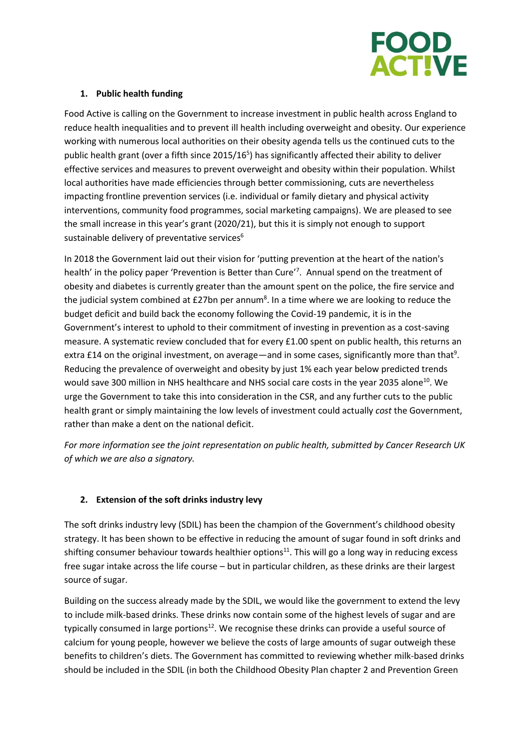## 1. Public health funding

Food Active is calling on the Government to increase investment in public health across England to reduce health inequalities and to prevent ill health including overweight and obesity. Our experience working with numerous local authorities on their obesity agenda tells us the continued cuts to the public health grant (over a fifth since 2015/16[5]) has significantly affected their ability to deliver effective services and measures to prevent overweight and obesity within their population. Whilst local authorities have made efficiencies through better commissioning, cuts are nevertheless impacting frontline prevention services (i.e. individual or family dietary and physical activity interventions, community food programmes, social marketing campaigns). We are pleased to see the small increase in this year's grant (2020/21), but this it is simply not enough to support sustainable delivery of preventative services[6]

In 2018 the Government laid out their vision for 'putting prevention at the heart of the nation's health' in the policy paper 'Prevention is Better than Cure'[7]. Annual spend on the treatment of obesity and diabetes is currently greater than the amount spent on the police, the fire service and the judicial system combined at £27bn per annum[8]. In a time where we are looking to reduce the budget deficit and build back the economy following the Covid-19 pandemic, it is in the Government's interest to uphold to their commitment of investing in prevention as a cost-saving measure. A systematic review concluded that for every £1.00 spent on public health, this returns an extra £14 on the original investment, on average—and in some cases, significantly more than that[9]. Reducing the prevalence of overweight and obesity by just 1% each year below predicted trends would save 300 million in NHS healthcare and NHS social care costs in the year 2035 alone[10]. We urge the Government to take this into consideration in the CSR, and any further cuts to the public health grant or simply maintaining the low levels of investment could actually *cost* the Government, rather than make a dent on the national deficit.

*For more information see the joint representation on public health, submitted by Cancer Research UK of which we are also a signatory.*

## 2. Extension of the soft drinks industry levy

The soft drinks industry levy (SDIL) has been the champion of the Government's childhood obesity strategy. It has been shown to be effective in reducing the amount of sugar found in soft drinks and shifting consumer behaviour towards healthier options[11]. This will go a long way in reducing excess free sugar intake across the life course – but in particular children, as these drinks are their largest source of sugar.

Building on the success already made by the SDIL, we would like the government to extend the levy to include milk-based drinks. These drinks now contain some of the highest levels of sugar and are typically consumed in large portions[12]. We recognise these drinks can provide a useful source of calcium for young people, however we believe the costs of large amounts of sugar outweigh these benefits to children's diets. The Government has committed to reviewing whether milk-based drinks should be included in the SDIL (in both the Childhood Obesity Plan chapter 2 and Prevention Green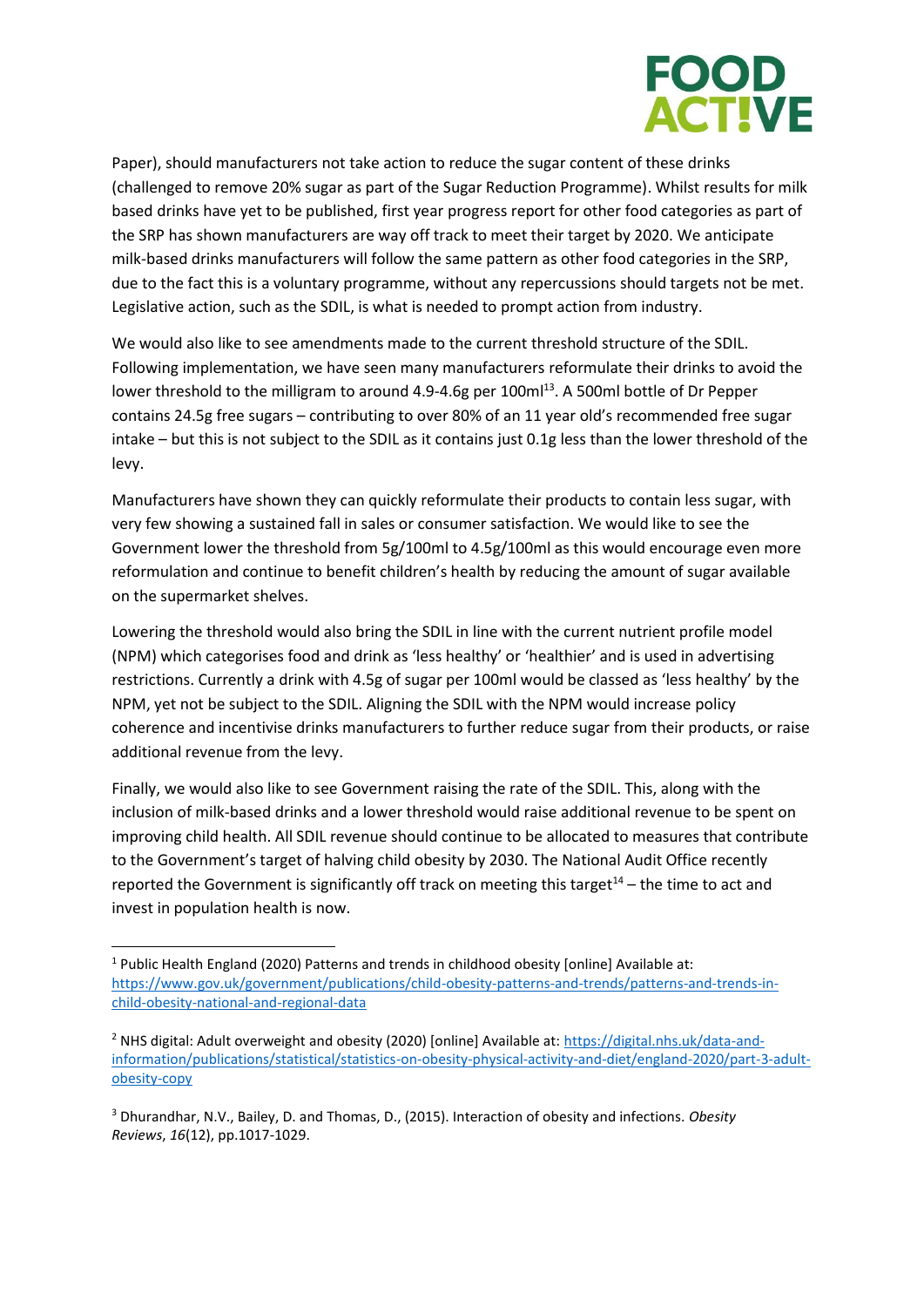Paper), should manufacturers not take action to reduce the sugar content of these drinks (challenged to remove 20% sugar as part of the Sugar Reduction Programme). Whilst results for milk based drinks have yet to be published, first year progress report for other food categories as part of the SRP has shown manufacturers are way off track to meet their target by 2020. We anticipate milk-based drinks manufacturers will follow the same pattern as other food categories in the SRP, due to the fact this is a voluntary programme, without any repercussions should targets not be met. Legislative action, such as the SDIL, is what is needed to prompt action from industry.

We would also like to see amendments made to the current threshold structure of the SDIL. Following implementation, we have seen many manufacturers reformulate their drinks to avoid the lower threshold to the milligram to around 4.9-4.6g per 100ml[13]. A 500ml bottle of Dr Pepper contains 24.5g free sugars – contributing to over 80% of an 11 year old's recommended free sugar intake – but this is not subject to the SDIL as it contains just 0.1g less than the lower threshold of the levy.

Manufacturers have shown they can quickly reformulate their products to contain less sugar, with very few showing a sustained fall in sales or consumer satisfaction. We would like to see the Government lower the threshold from 5g/100ml to 4.5g/100ml as this would encourage even more reformulation and continue to benefit children's health by reducing the amount of sugar available on the supermarket shelves.

Lowering the threshold would also bring the SDIL in line with the current nutrient profile model (NPM) which categorises food and drink as 'less healthy' or 'healthier' and is used in advertising restrictions. Currently a drink with 4.5g of sugar per 100ml would be classed as 'less healthy' by the NPM, yet not be subject to the SDIL. Aligning the SDIL with the NPM would increase policy coherence and incentivise drinks manufacturers to further reduce sugar from their products, or raise additional revenue from the levy.

Finally, we would also like to see Government raising the rate of the SDIL. This, along with the inclusion of milk-based drinks and a lower threshold would raise additional revenue to be spent on improving child health. All SDIL revenue should continue to be allocated to measures that contribute to the Government's target of halving child obesity by 2030. The National Audit Office recently reported the Government is significantly off track on meeting this target[14] – the time to act and invest in population health is now.

---

[1] Public Health England (2020) Patterns and trends in childhood obesity [online] Available at: https://www.gov.uk/government/publications/child-obesity-patterns-and-trends/patterns-and-trends-in-child-obesity-national-and-regional-data

[2] NHS digital: Adult overweight and obesity (2020) [online] Available at: https://digital.nhs.uk/data-and-information/publications/statistical/statistics-on-obesity-physical-activity-and-diet/england-2020/part-3-adult-obesity-copy

[3] Dhurandhar, N.V., Bailey, D. and Thomas, D., (2015). Interaction of obesity and infections. *Obesity Reviews*, *16*(12), pp.1017-1029.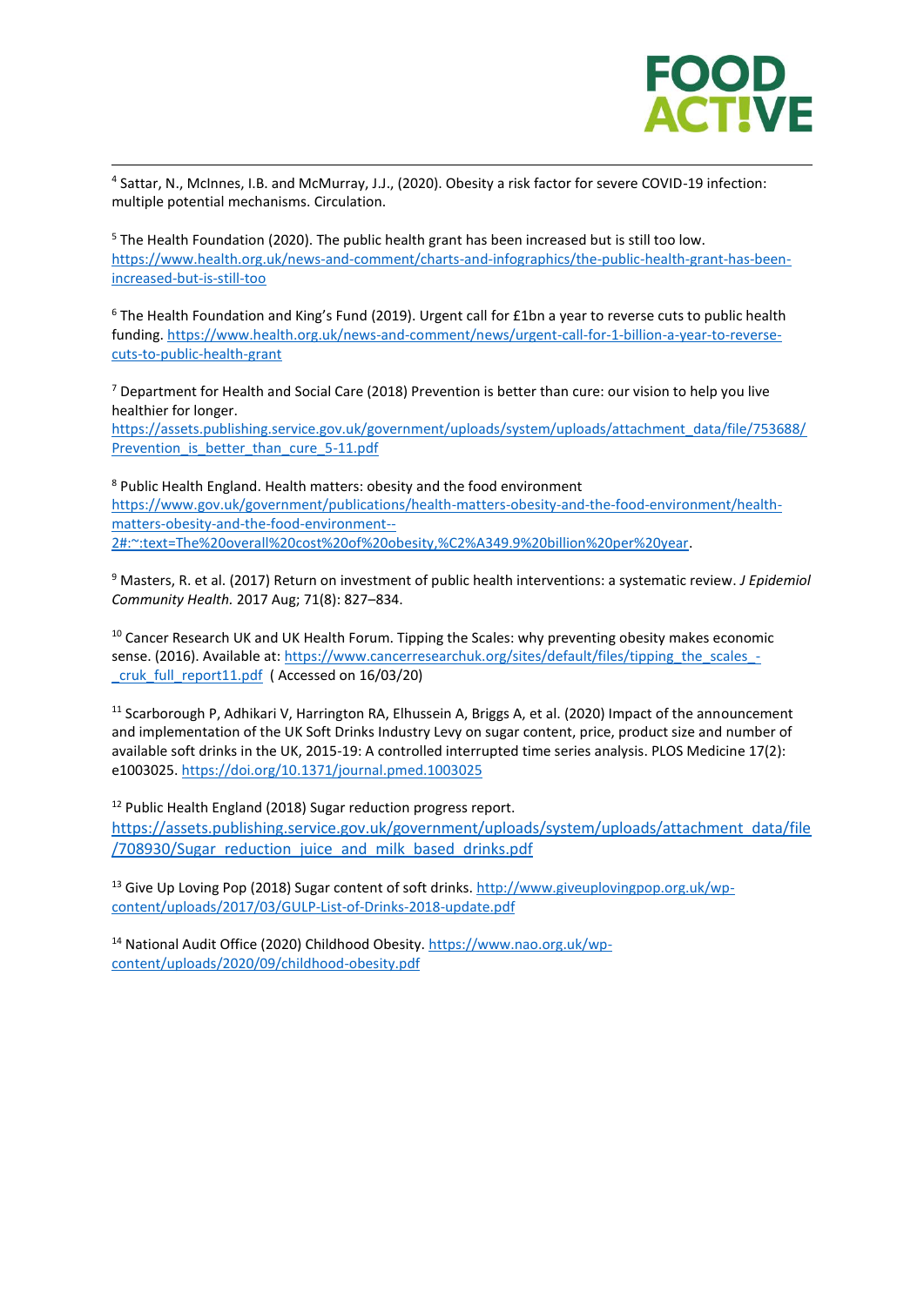[4] Sattar, N., McInnes, I.B. and McMurray, J.J., (2020). Obesity a risk factor for severe COVID-19 infection: multiple potential mechanisms. Circulation.

[5] The Health Foundation (2020). The public health grant has been increased but is still too low. https://www.health.org.uk/news-and-comment/charts-and-infographics/the-public-health-grant-has-been-increased-but-is-still-too

[6] The Health Foundation and King's Fund (2019). Urgent call for £1bn a year to reverse cuts to public health funding. https://www.health.org.uk/news-and-comment/news/urgent-call-for-1-billion-a-year-to-reverse-cuts-to-public-health-grant

[7] Department for Health and Social Care (2018) Prevention is better than cure: our vision to help you live healthier for longer. https://assets.publishing.service.gov.uk/government/uploads/system/uploads/attachment_data/file/753688/Prevention_is_better_than_cure_5-11.pdf

[8] Public Health England. Health matters: obesity and the food environment https://www.gov.uk/government/publications/health-matters-obesity-and-the-food-environment/health-matters-obesity-and-the-food-environment--2#:~:text=The%20overall%20cost%20of%20obesity,%C2%A349.9%20billion%20per%20year.

[9] Masters, R. et al. (2017) Return on investment of public health interventions: a systematic review. *J Epidemiol Community Health.* 2017 Aug; 71(8): 827–834.

[10] Cancer Research UK and UK Health Forum. Tipping the Scales: why preventing obesity makes economic sense. (2016). Available at: https://www.cancerresearchuk.org/sites/default/files/tipping_the_scales_-_cruk_full_report11.pdf ( Accessed on 16/03/20)

[11] Scarborough P, Adhikari V, Harrington RA, Elhussein A, Briggs A, et al. (2020) Impact of the announcement and implementation of the UK Soft Drinks Industry Levy on sugar content, price, product size and number of available soft drinks in the UK, 2015-19: A controlled interrupted time series analysis. PLOS Medicine 17(2): e1003025. https://doi.org/10.1371/journal.pmed.1003025

[12] Public Health England (2018) Sugar reduction progress report. https://assets.publishing.service.gov.uk/government/uploads/system/uploads/attachment_data/file/708930/Sugar_reduction_juice_and_milk_based_drinks.pdf

[13] Give Up Loving Pop (2018) Sugar content of soft drinks. http://www.giveuplovingpop.org.uk/wp-content/uploads/2017/03/GULP-List-of-Drinks-2018-update.pdf

[14] National Audit Office (2020) Childhood Obesity. https://www.nao.org.uk/wp-content/uploads/2020/09/childhood-obesity.pdf